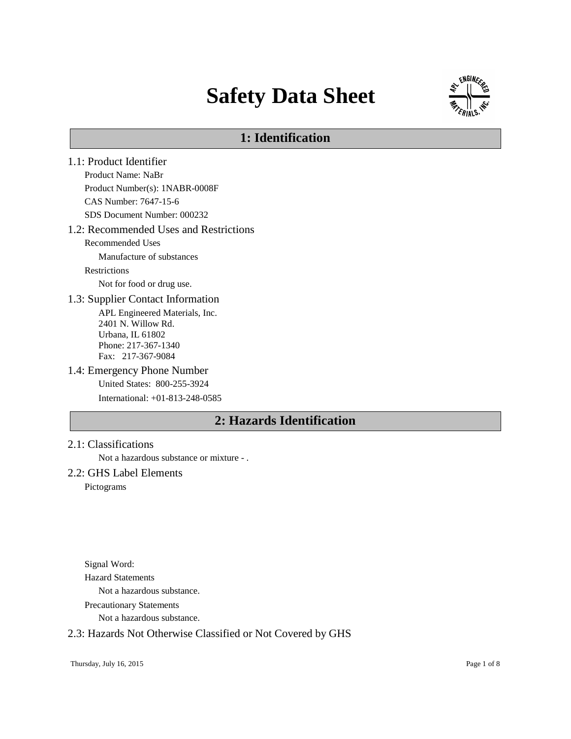# Safety Data Sheet

## 1: Identification

### 1.1: Product Identifier

Product Name: NaBr

Product Number(s): 1NABR-0008F

CAS Number: 7647-15-6

SDS Document Number: 000232

### 1.2: Recommended Uses and Restrictions

Recommended Uses

Manufacture of substances

Restrictions

Not for food or drug use.

### 1.3: Supplier Contact Information

APL Engineered Materials, Inc.
2401 N. Willow Rd.
Urbana, IL 61802
Phone: 217-367-1340
Fax: 217-367-9084

### 1.4: Emergency Phone Number

United States: 800-255-3924

International: +01-813-248-0585

## 2: Hazards Identification

### 2.1: Classifications

Not a hazardous substance or mixture - .

### 2.2: GHS Label Elements

Pictograms

Signal Word:

Hazard Statements

Not a hazardous substance.

Precautionary Statements

Not a hazardous substance.

### 2.3: Hazards Not Otherwise Classified or Not Covered by GHS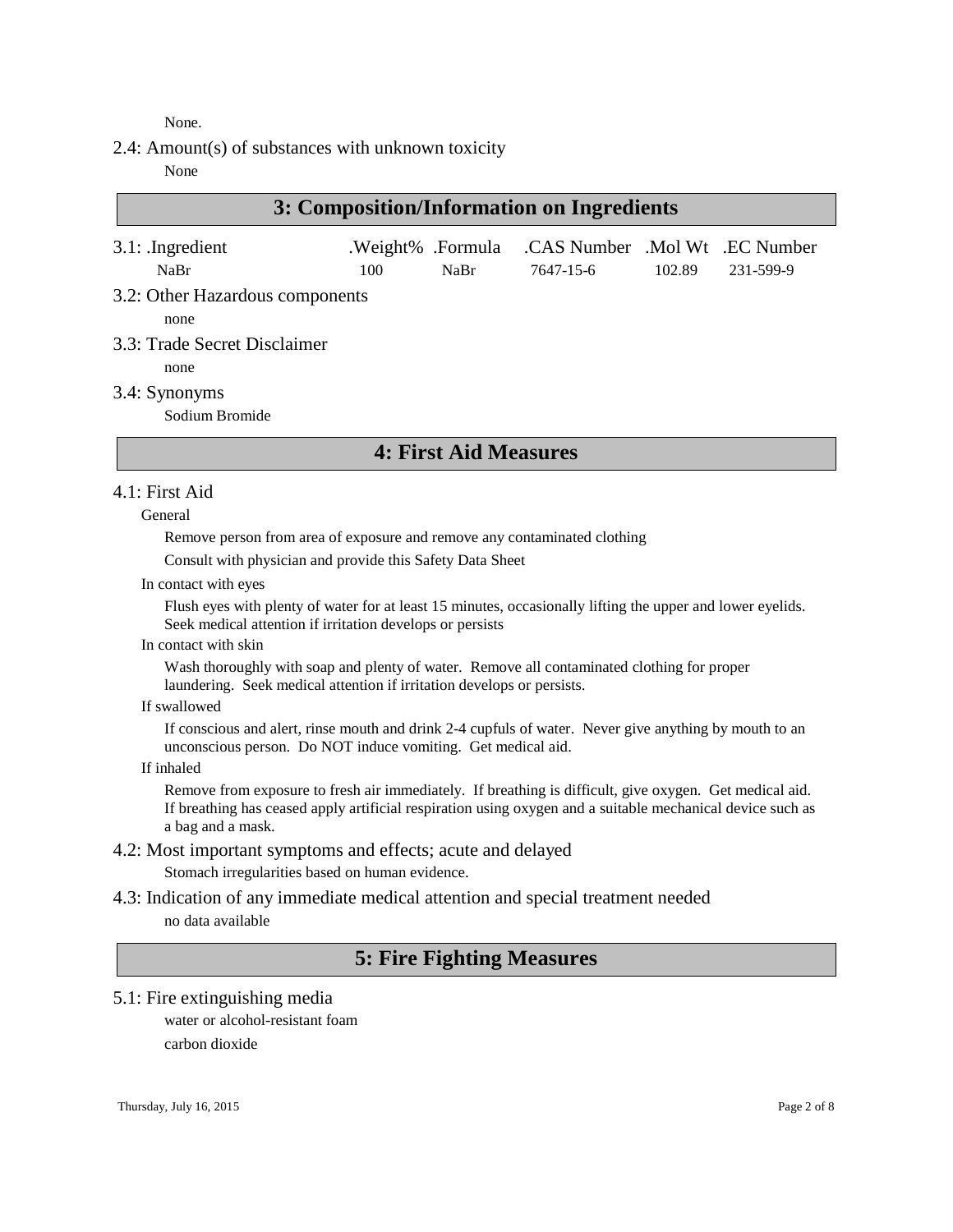None.

### 2.4: Amount(s) of substances with unknown toxicity

None

## 3: Composition/Information on Ingredients

### 3.1: .Ingredient

| .Ingredient | .Weight% | .Formula | .CAS Number | .Mol Wt | .EC Number |
|---|---|---|---|---|---|
| NaBr | 100 | NaBr | 7647-15-6 | 102.89 | 231-599-9 |

### 3.2: Other Hazardous components

none

### 3.3: Trade Secret Disclaimer

none

### 3.4: Synonyms

Sodium Bromide

## 4: First Aid Measures

### 4.1: First Aid

General

Remove person from area of exposure and remove any contaminated clothing

Consult with physician and provide this Safety Data Sheet

In contact with eyes

Flush eyes with plenty of water for at least 15 minutes, occasionally lifting the upper and lower eyelids. Seek medical attention if irritation develops or persists

In contact with skin

Wash thoroughly with soap and plenty of water. Remove all contaminated clothing for proper laundering. Seek medical attention if irritation develops or persists.

If swallowed

If conscious and alert, rinse mouth and drink 2-4 cupfuls of water. Never give anything by mouth to an unconscious person. Do NOT induce vomiting. Get medical aid.

If inhaled

Remove from exposure to fresh air immediately. If breathing is difficult, give oxygen. Get medical aid. If breathing has ceased apply artificial respiration using oxygen and a suitable mechanical device such as a bag and a mask.

### 4.2: Most important symptoms and effects; acute and delayed

Stomach irregularities based on human evidence.

### 4.3: Indication of any immediate medical attention and special treatment needed

no data available

## 5: Fire Fighting Measures

### 5.1: Fire extinguishing media

water or alcohol-resistant foam

carbon dioxide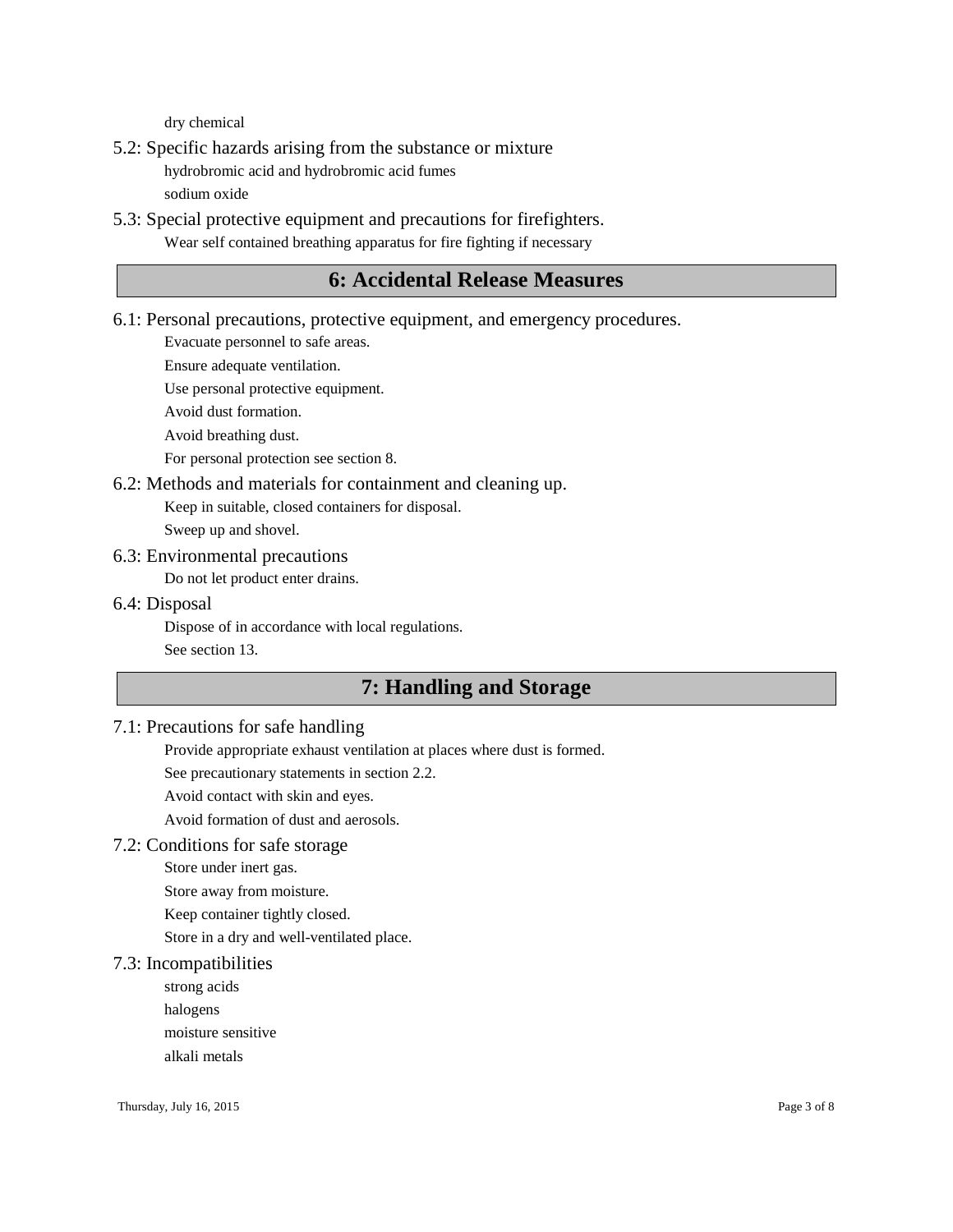dry chemical

### 5.2: Specific hazards arising from the substance or mixture

hydrobromic acid and hydrobromic acid fumes

sodium oxide

### 5.3: Special protective equipment and precautions for firefighters.

Wear self contained breathing apparatus for fire fighting if necessary

## 6: Accidental Release Measures

### 6.1: Personal precautions, protective equipment, and emergency procedures.

Evacuate personnel to safe areas.

Ensure adequate ventilation.

Use personal protective equipment.

Avoid dust formation.

Avoid breathing dust.

For personal protection see section 8.

### 6.2: Methods and materials for containment and cleaning up.

Keep in suitable, closed containers for disposal.

Sweep up and shovel.

### 6.3: Environmental precautions

Do not let product enter drains.

### 6.4: Disposal

Dispose of in accordance with local regulations.

See section 13.

## 7: Handling and Storage

### 7.1: Precautions for safe handling

Provide appropriate exhaust ventilation at places where dust is formed.

See precautionary statements in section 2.2.

Avoid contact with skin and eyes.

Avoid formation of dust and aerosols.

### 7.2: Conditions for safe storage

Store under inert gas.

Store away from moisture.

Keep container tightly closed.

Store in a dry and well-ventilated place.

### 7.3: Incompatibilities

strong acids

halogens

moisture sensitive

alkali metals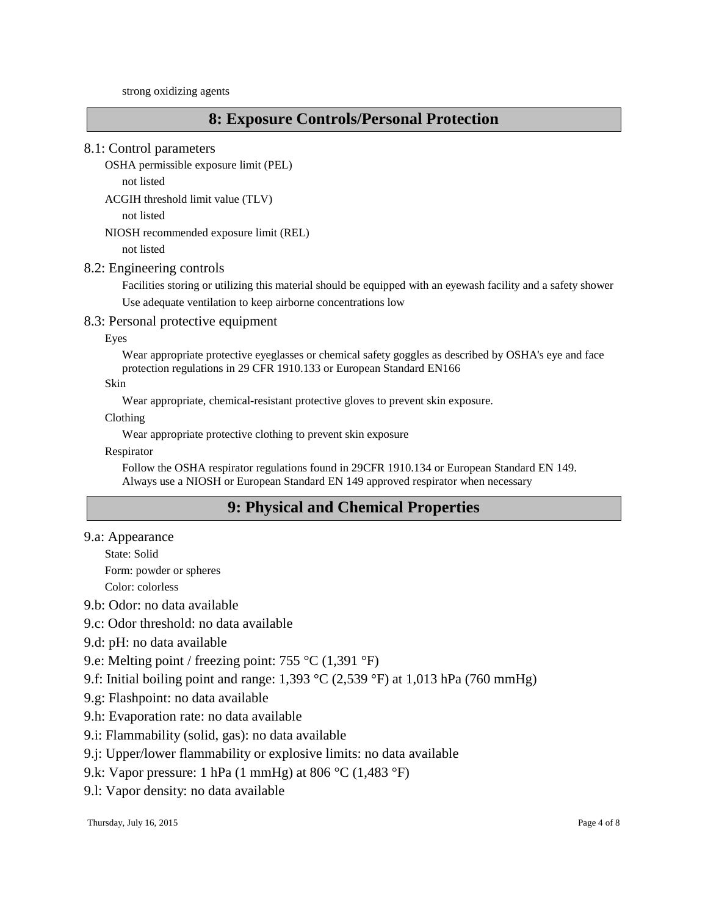strong oxidizing agents

## 8: Exposure Controls/Personal Protection

### 8.1: Control parameters

OSHA permissible exposure limit (PEL)

not listed

ACGIH threshold limit value (TLV)

not listed

NIOSH recommended exposure limit (REL)

not listed

### 8.2: Engineering controls

Facilities storing or utilizing this material should be equipped with an eyewash facility and a safety shower

Use adequate ventilation to keep airborne concentrations low

### 8.3: Personal protective equipment

Eyes

Wear appropriate protective eyeglasses or chemical safety goggles as described by OSHA's eye and face protection regulations in 29 CFR 1910.133 or European Standard EN166

Skin

Wear appropriate, chemical-resistant protective gloves to prevent skin exposure.

Clothing

Wear appropriate protective clothing to prevent skin exposure

Respirator

Follow the OSHA respirator regulations found in 29CFR 1910.134 or European Standard EN 149. Always use a NIOSH or European Standard EN 149 approved respirator when necessary

## 9: Physical and Chemical Properties

### 9.a: Appearance

State: Solid

Form: powder or spheres

Color: colorless

9.b: Odor: no data available

9.c: Odor threshold: no data available

9.d: pH: no data available

9.e: Melting point / freezing point: 755 °C (1,391 °F)

9.f: Initial boiling point and range: 1,393 °C (2,539 °F) at 1,013 hPa (760 mmHg)

9.g: Flashpoint: no data available

9.h: Evaporation rate: no data available

9.i: Flammability (solid, gas): no data available

9.j: Upper/lower flammability or explosive limits: no data available

9.k: Vapor pressure: 1 hPa (1 mmHg) at 806 °C (1,483 °F)

9.l: Vapor density: no data available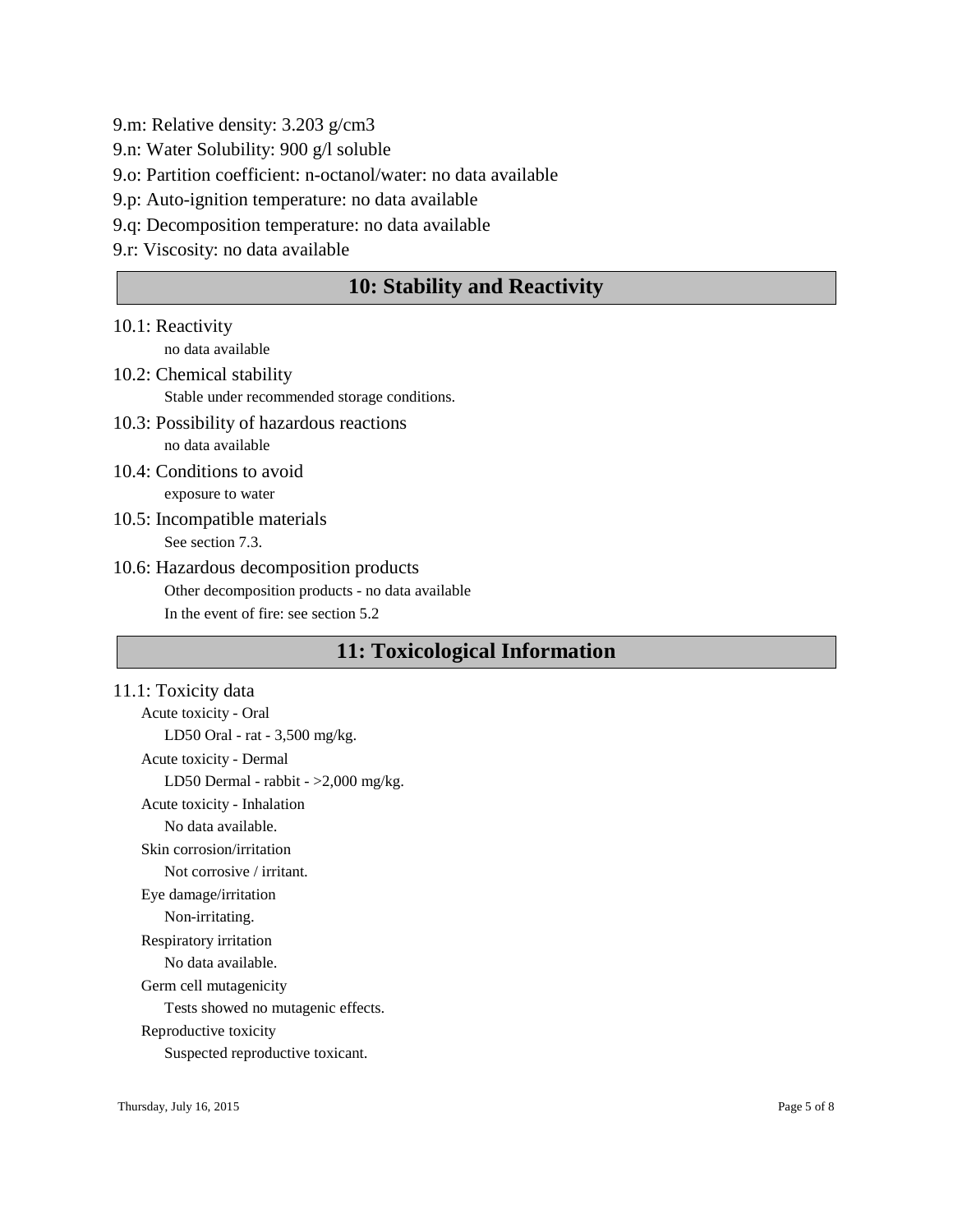9.m: Relative density: 3.203 g/cm3

9.n: Water Solubility: 900 g/l soluble

9.o: Partition coefficient: n-octanol/water: no data available

9.p: Auto-ignition temperature: no data available

9.q: Decomposition temperature: no data available

9.r: Viscosity: no data available

## 10: Stability and Reactivity

10.1: Reactivity

no data available

10.2: Chemical stability

Stable under recommended storage conditions.

10.3: Possibility of hazardous reactions

no data available

10.4: Conditions to avoid

exposure to water

10.5: Incompatible materials

See section 7.3.

10.6: Hazardous decomposition products

Other decomposition products - no data available

In the event of fire: see section 5.2

## 11: Toxicological Information

11.1: Toxicity data

Acute toxicity - Oral

LD50 Oral - rat - 3,500 mg/kg.

Acute toxicity - Dermal

LD50 Dermal - rabbit - >2,000 mg/kg.

Acute toxicity - Inhalation

No data available.

Skin corrosion/irritation

Not corrosive / irritant.

Eye damage/irritation

Non-irritating.

Respiratory irritation

No data available.

Germ cell mutagenicity

Tests showed no mutagenic effects.

Reproductive toxicity

Suspected reproductive toxicant.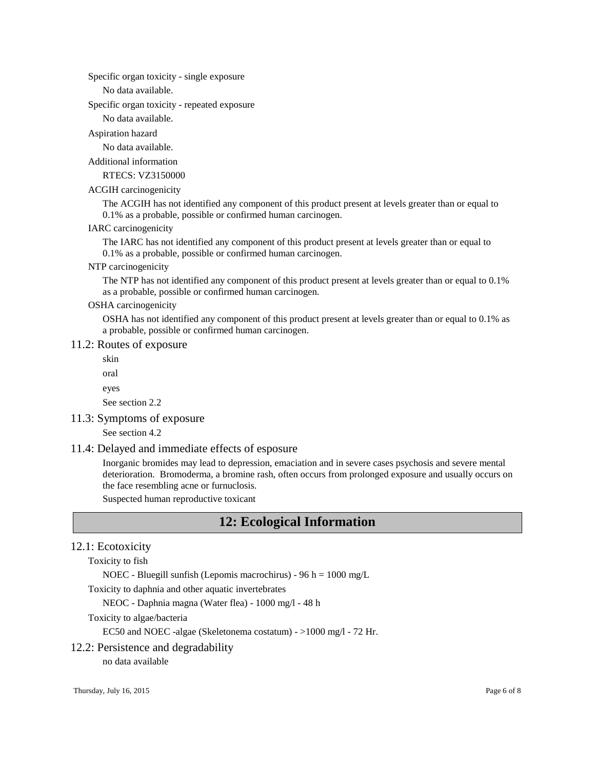Specific organ toxicity - single exposure

No data available.

Specific organ toxicity - repeated exposure

No data available.

Aspiration hazard

No data available.

Additional information

RTECS: VZ3150000

ACGIH carcinogenicity

The ACGIH has not identified any component of this product present at levels greater than or equal to 0.1% as a probable, possible or confirmed human carcinogen.

IARC carcinogenicity

The IARC has not identified any component of this product present at levels greater than or equal to 0.1% as a probable, possible or confirmed human carcinogen.

NTP carcinogenicity

The NTP has not identified any component of this product present at levels greater than or equal to 0.1% as a probable, possible or confirmed human carcinogen.

OSHA carcinogenicity

OSHA has not identified any component of this product present at levels greater than or equal to 0.1% as a probable, possible or confirmed human carcinogen.

### 11.2: Routes of exposure

skin

oral

eyes

See section 2.2

### 11.3: Symptoms of exposure

See section 4.2

### 11.4: Delayed and immediate effects of esposure

Inorganic bromides may lead to depression, emaciation and in severe cases psychosis and severe mental deterioration. Bromoderma, a bromine rash, often occurs from prolonged exposure and usually occurs on the face resembling acne or furnuclosis.

Suspected human reproductive toxicant

## 12: Ecological Information

### 12.1: Ecotoxicity

Toxicity to fish

NOEC - Bluegill sunfish (Lepomis macrochirus) - 96 h = 1000 mg/L

Toxicity to daphnia and other aquatic invertebrates

NEOC - Daphnia magna (Water flea) - 1000 mg/l - 48 h

Toxicity to algae/bacteria

EC50 and NOEC -algae (Skeletonema costatum) - >1000 mg/l - 72 Hr.

### 12.2: Persistence and degradability

no data available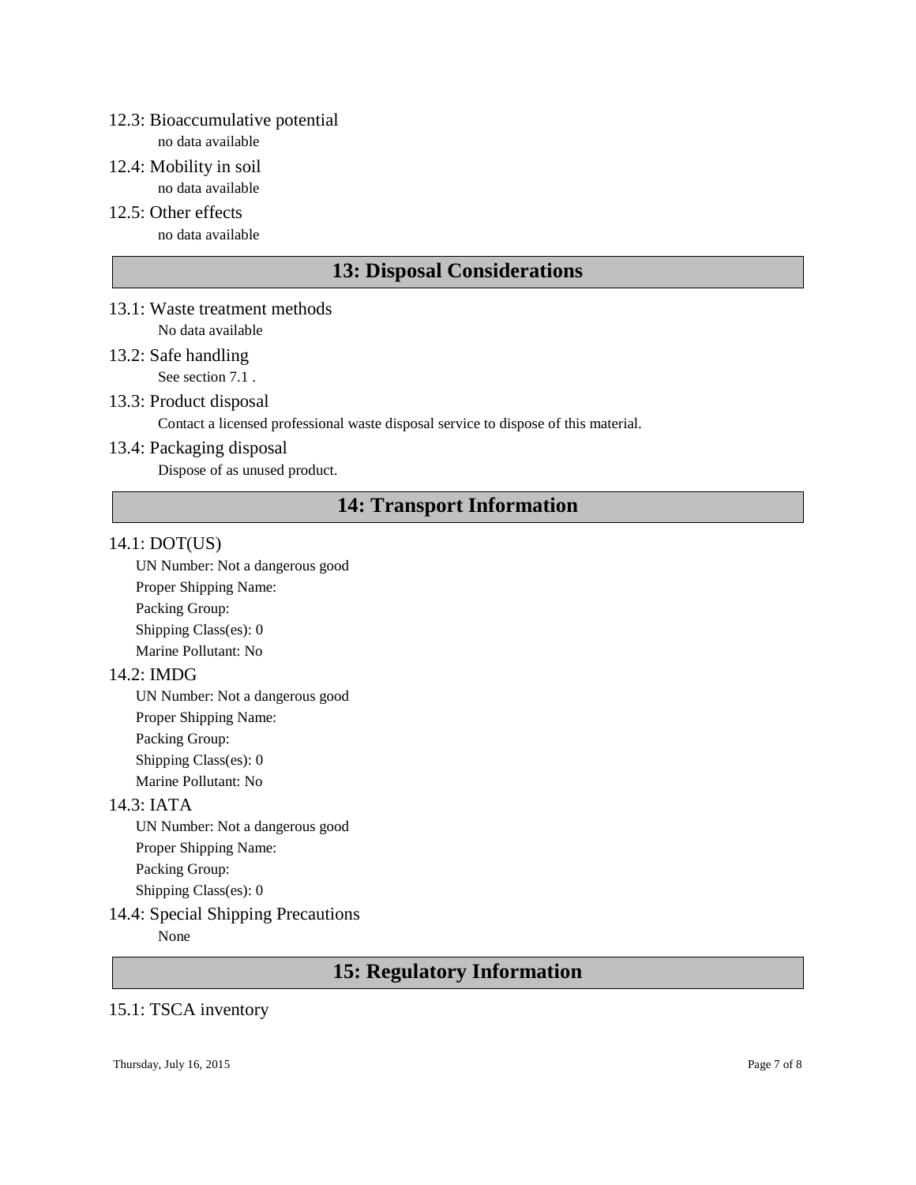### 12.3: Bioaccumulative potential

no data available

### 12.4: Mobility in soil

no data available

### 12.5: Other effects

no data available

## 13: Disposal Considerations

### 13.1: Waste treatment methods

No data available

### 13.2: Safe handling

See section 7.1 .

### 13.3: Product disposal

Contact a licensed professional waste disposal service to dispose of this material.

### 13.4: Packaging disposal

Dispose of as unused product.

## 14: Transport Information

### 14.1: DOT(US)

UN Number: Not a dangerous good
Proper Shipping Name:
Packing Group:
Shipping Class(es): 0
Marine Pollutant: No

### 14.2: IMDG

UN Number: Not a dangerous good
Proper Shipping Name:
Packing Group:
Shipping Class(es): 0
Marine Pollutant: No

### 14.3: IATA

UN Number: Not a dangerous good
Proper Shipping Name:
Packing Group:
Shipping Class(es): 0

### 14.4: Special Shipping Precautions

None

## 15: Regulatory Information

### 15.1: TSCA inventory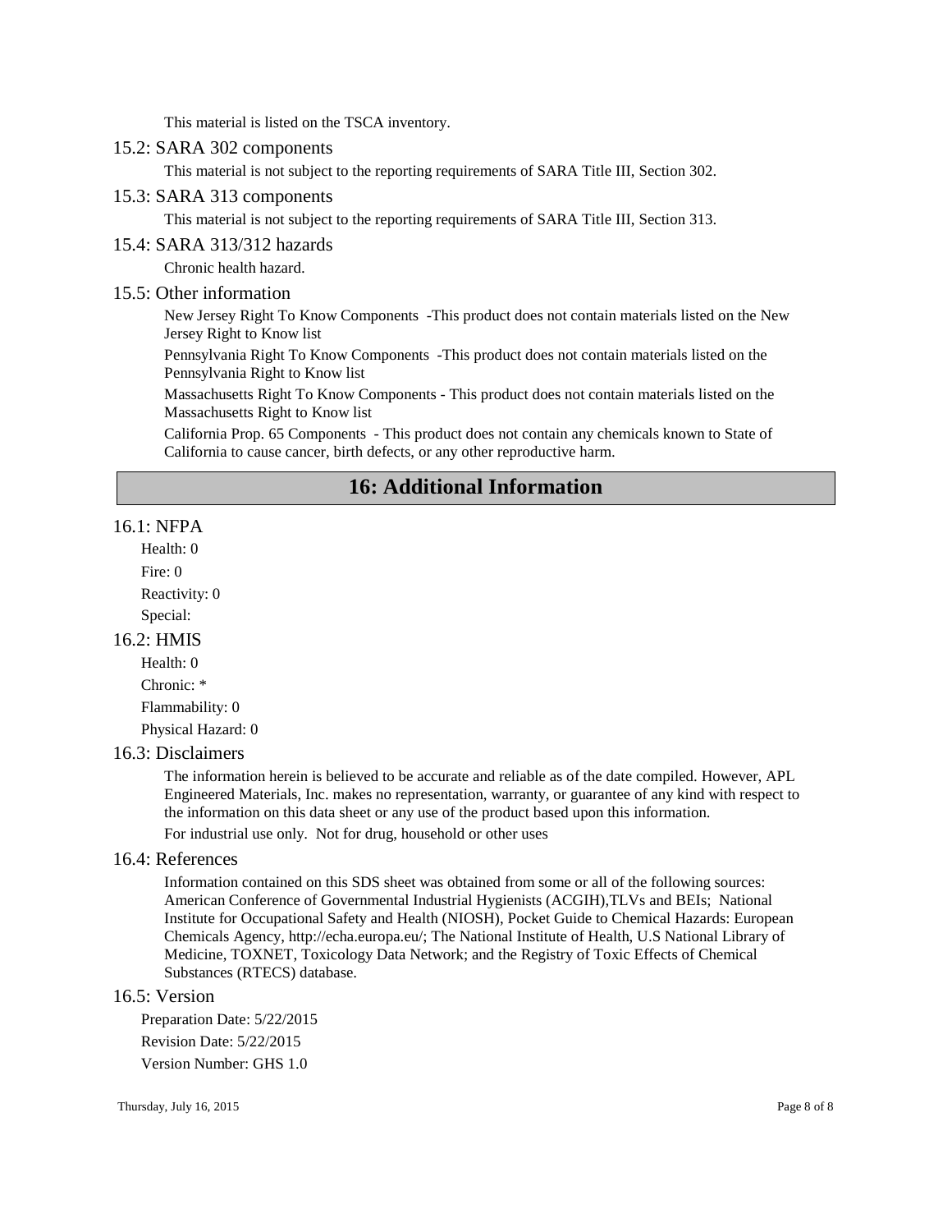This material is listed on the TSCA inventory.

### 15.2: SARA 302 components

This material is not subject to the reporting requirements of SARA Title III, Section 302.

### 15.3: SARA 313 components

This material is not subject to the reporting requirements of SARA Title III, Section 313.

### 15.4: SARA 313/312 hazards

Chronic health hazard.

### 15.5: Other information

New Jersey Right To Know Components -This product does not contain materials listed on the New Jersey Right to Know list

Pennsylvania Right To Know Components -This product does not contain materials listed on the Pennsylvania Right to Know list

Massachusetts Right To Know Components - This product does not contain materials listed on the Massachusetts Right to Know list

California Prop. 65 Components - This product does not contain any chemicals known to State of California to cause cancer, birth defects, or any other reproductive harm.

## 16: Additional Information

### 16.1: NFPA

Health: 0

Fire: 0

Reactivity: 0

Special:

### 16.2: HMIS

Health: 0

Chronic: *

Flammability: 0

Physical Hazard: 0

### 16.3: Disclaimers

The information herein is believed to be accurate and reliable as of the date compiled. However, APL Engineered Materials, Inc. makes no representation, warranty, or guarantee of any kind with respect to the information on this data sheet or any use of the product based upon this information.

For industrial use only. Not for drug, household or other uses

### 16.4: References

Information contained on this SDS sheet was obtained from some or all of the following sources: American Conference of Governmental Industrial Hygienists (ACGIH),TLVs and BEIs; National Institute for Occupational Safety and Health (NIOSH), Pocket Guide to Chemical Hazards: European Chemicals Agency, http://echa.europa.eu/; The National Institute of Health, U.S National Library of Medicine, TOXNET, Toxicology Data Network; and the Registry of Toxic Effects of Chemical Substances (RTECS) database.

### 16.5: Version

Preparation Date: 5/22/2015

Revision Date: 5/22/2015

Version Number: GHS 1.0